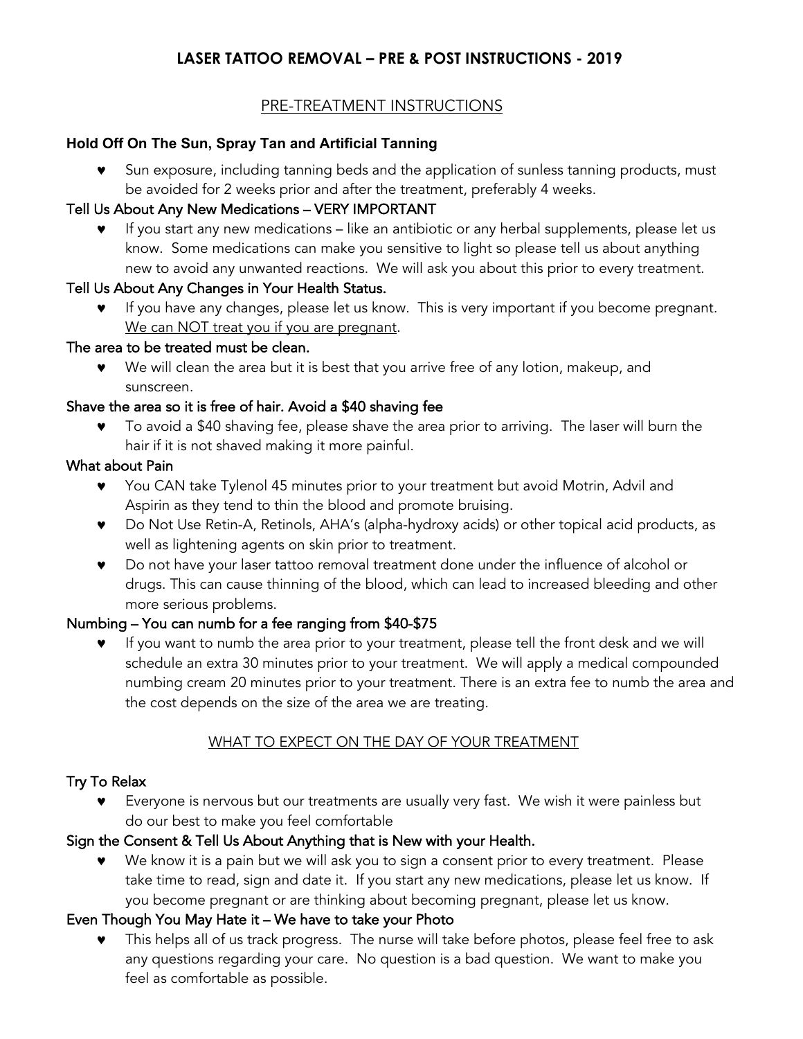# LASER TATTOO REMOVAL – PRE & POST INSTRUCTIONS - 2019

## PRE-TREATMENT INSTRUCTIONS

### Hold Off On The Sun, Spray Tan and Artificial Tanning

- Sun exposure, including tanning beds and the application of sunless tanning products, must be avoided for 2 weeks prior and after the treatment, preferably 4 weeks.

### Tell Us About Any New Medications – VERY IMPORTANT

- If you start any new medications – like an antibiotic or any herbal supplements, please let us know. Some medications can make you sensitive to light so please tell us about anything new to avoid any unwanted reactions. We will ask you about this prior to every treatment.

### Tell Us About Any Changes in Your Health Status.

- If you have any changes, please let us know. This is very important if you become pregnant. <u>We can NOT treat you if you are pregnant</u>.

### The area to be treated must be clean.

- We will clean the area but it is best that you arrive free of any lotion, makeup, and sunscreen.

### Shave the area so it is free of hair. Avoid a $40 shaving fee

- To avoid a $40 shaving fee, please shave the area prior to arriving. The laser will burn the hair if it is not shaved making it more painful.

### What about Pain

- You CAN take Tylenol 45 minutes prior to your treatment but avoid Motrin, Advil and Aspirin as they tend to thin the blood and promote bruising.
- Do Not Use Retin-A, Retinols, AHA's (alpha-hydroxy acids) or other topical acid products, as well as lightening agents on skin prior to treatment.
- Do not have your laser tattoo removal treatment done under the influence of alcohol or drugs. This can cause thinning of the blood, which can lead to increased bleeding and other more serious problems.

### Numbing – You can numb for a fee ranging from $40-$75

- If you want to numb the area prior to your treatment, please tell the front desk and we will schedule an extra 30 minutes prior to your treatment. We will apply a medical compounded numbing cream 20 minutes prior to your treatment. There is an extra fee to numb the area and the cost depends on the size of the area we are treating.

## WHAT TO EXPECT ON THE DAY OF YOUR TREATMENT

### Try To Relax

- Everyone is nervous but our treatments are usually very fast. We wish it were painless but do our best to make you feel comfortable

### Sign the Consent & Tell Us About Anything that is New with your Health.

- We know it is a pain but we will ask you to sign a consent prior to every treatment. Please take time to read, sign and date it. If you start any new medications, please let us know. If you become pregnant or are thinking about becoming pregnant, please let us know.

### Even Though You May Hate it – We have to take your Photo

- This helps all of us track progress. The nurse will take before photos, please feel free to ask any questions regarding your care. No question is a bad question. We want to make you feel as comfortable as possible.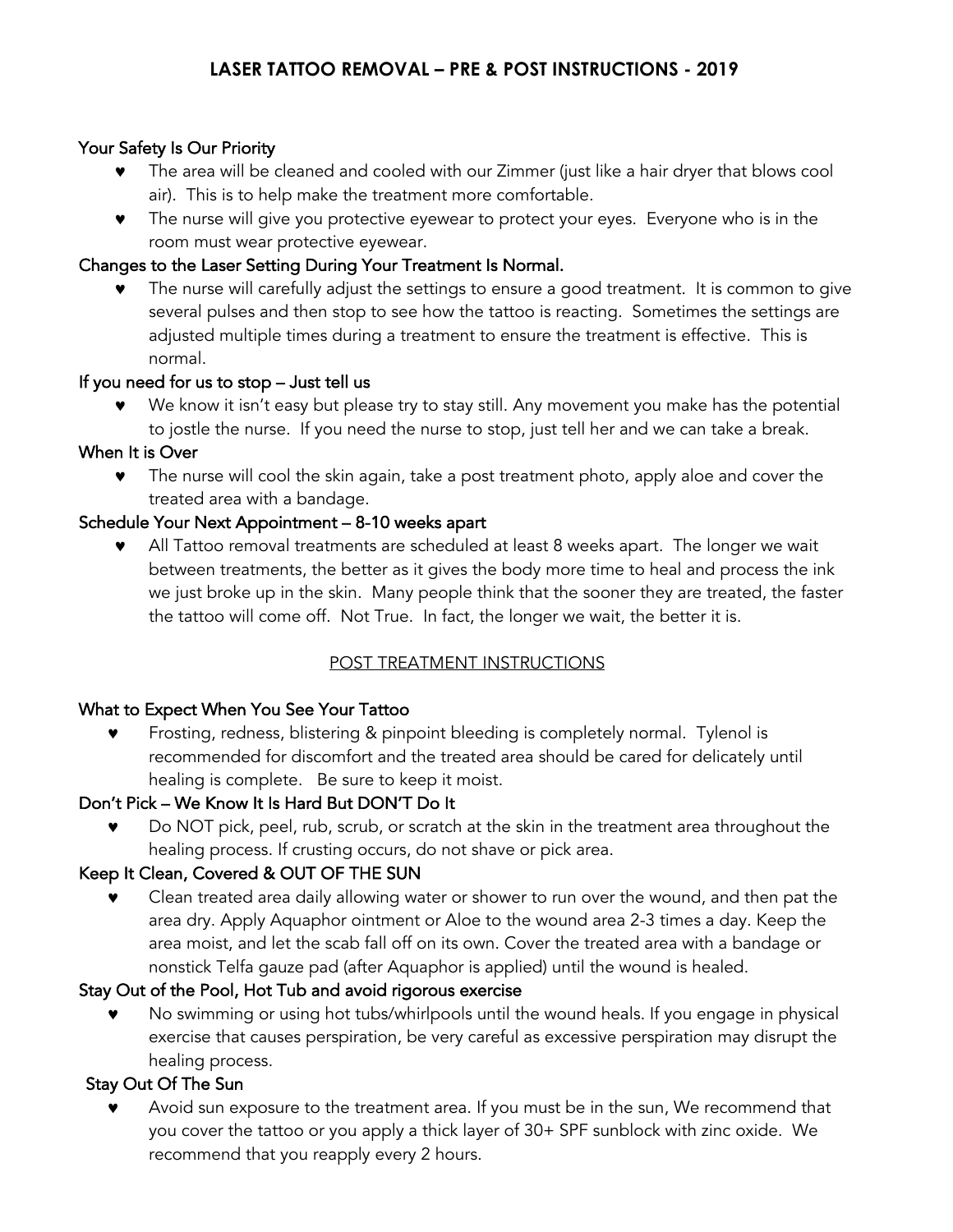# LASER TATTOO REMOVAL – PRE & POST INSTRUCTIONS - 2019

### Your Safety Is Our Priority

- The area will be cleaned and cooled with our Zimmer (just like a hair dryer that blows cool air). This is to help make the treatment more comfortable.
- The nurse will give you protective eyewear to protect your eyes. Everyone who is in the room must wear protective eyewear.

### Changes to the Laser Setting During Your Treatment Is Normal.

- The nurse will carefully adjust the settings to ensure a good treatment. It is common to give several pulses and then stop to see how the tattoo is reacting. Sometimes the settings are adjusted multiple times during a treatment to ensure the treatment is effective. This is normal.

### If you need for us to stop – Just tell us

- We know it isn't easy but please try to stay still. Any movement you make has the potential to jostle the nurse. If you need the nurse to stop, just tell her and we can take a break.

### When It is Over

- The nurse will cool the skin again, take a post treatment photo, apply aloe and cover the treated area with a bandage.

### Schedule Your Next Appointment – 8-10 weeks apart

- All Tattoo removal treatments are scheduled at least 8 weeks apart. The longer we wait between treatments, the better as it gives the body more time to heal and process the ink we just broke up in the skin. Many people think that the sooner they are treated, the faster the tattoo will come off. Not True. In fact, the longer we wait, the better it is.

## POST TREATMENT INSTRUCTIONS

### What to Expect When You See Your Tattoo

- Frosting, redness, blistering & pinpoint bleeding is completely normal. Tylenol is recommended for discomfort and the treated area should be cared for delicately until healing is complete. Be sure to keep it moist.

### Don't Pick – We Know It Is Hard But DON'T Do It

- Do NOT pick, peel, rub, scrub, or scratch at the skin in the treatment area throughout the healing process. If crusting occurs, do not shave or pick area.

### Keep It Clean, Covered & OUT OF THE SUN

- Clean treated area daily allowing water or shower to run over the wound, and then pat the area dry. Apply Aquaphor ointment or Aloe to the wound area 2-3 times a day. Keep the area moist, and let the scab fall off on its own. Cover the treated area with a bandage or nonstick Telfa gauze pad (after Aquaphor is applied) until the wound is healed.

### Stay Out of the Pool, Hot Tub and avoid rigorous exercise

- No swimming or using hot tubs/whirlpools until the wound heals. If you engage in physical exercise that causes perspiration, be very careful as excessive perspiration may disrupt the healing process.

### Stay Out Of The Sun

- Avoid sun exposure to the treatment area. If you must be in the sun, We recommend that you cover the tattoo or you apply a thick layer of 30+ SPF sunblock with zinc oxide. We recommend that you reapply every 2 hours.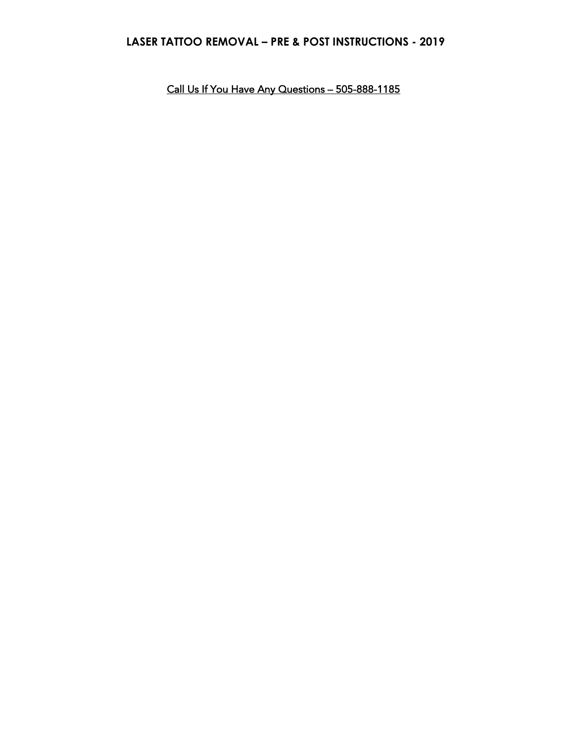# LASER TATTOO REMOVAL – PRE & POST INSTRUCTIONS - 2019

<u>Call Us If You Have Any Questions – 505-888-1185</u>